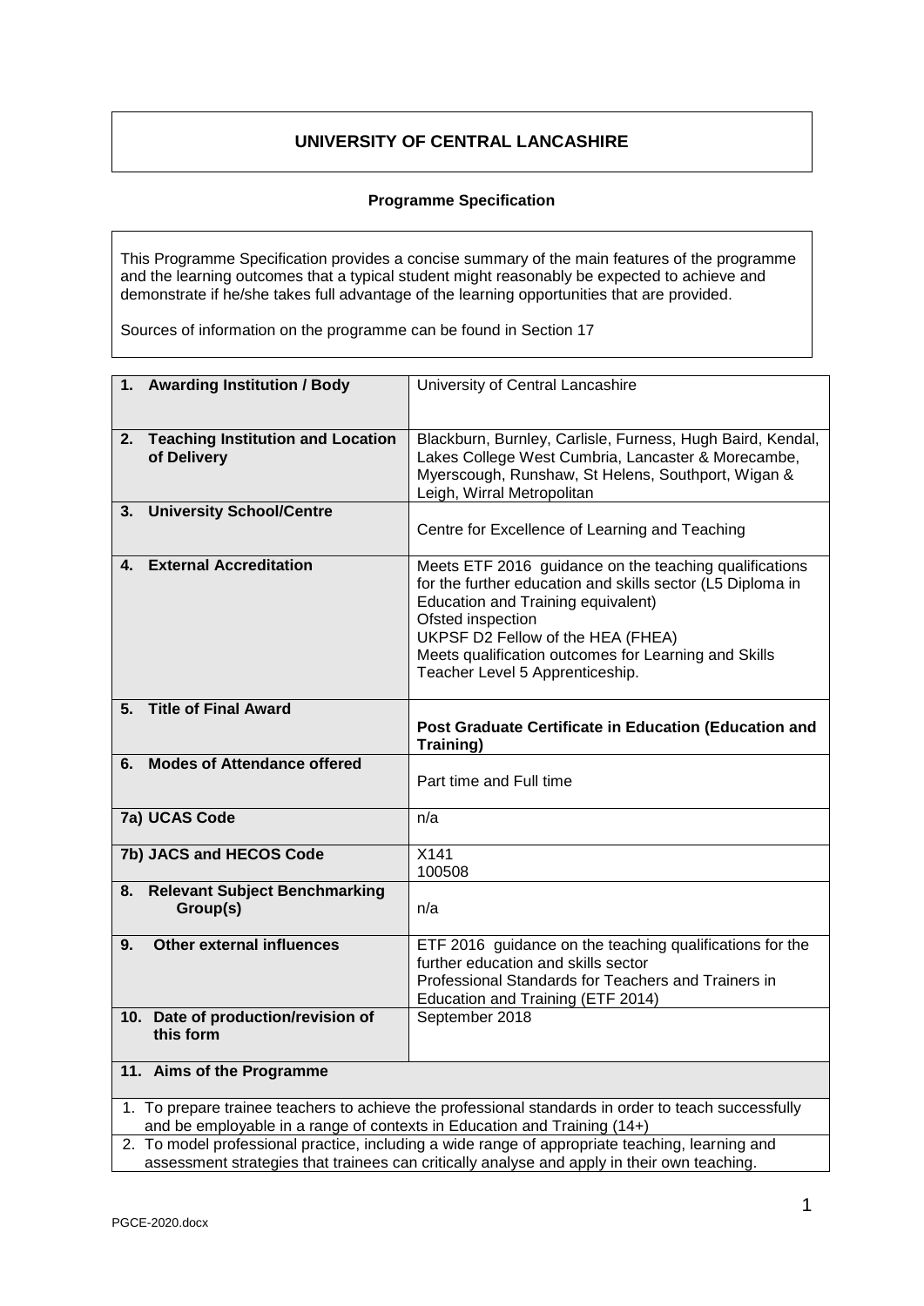# UNIVERSITY OF CENTRAL LANCASHIRE

**Programme Specification**

This Programme Specification provides a concise summary of the main features of the programme and the learning outcomes that a typical student might reasonably be expected to achieve and demonstrate if he/she takes full advantage of the learning opportunities that are provided.

Sources of information on the programme can be found in Section 17

| | |
|---|---|
| **1. Awarding Institution / Body** | University of Central Lancashire |
| **2. Teaching Institution and Location of Delivery** | Blackburn, Burnley, Carlisle, Furness, Hugh Baird, Kendal, Lakes College West Cumbria, Lancaster & Morecambe, Myerscough, Runshaw, St Helens, Southport, Wigan & Leigh, Wirral Metropolitan |
| **3. University School/Centre** | Centre for Excellence of Learning and Teaching |
| **4. External Accreditation** | Meets ETF 2016 guidance on the teaching qualifications for the further education and skills sector (L5 Diploma in Education and Training equivalent)<br>Ofsted inspection<br>UKPSF D2 Fellow of the HEA (FHEA)<br>Meets qualification outcomes for Learning and Skills Teacher Level 5 Apprenticeship. |
| **5. Title of Final Award** | **Post Graduate Certificate in Education (Education and Training)** |
| **6. Modes of Attendance offered** | Part time and Full time |
| **7a) UCAS Code** | n/a |
| **7b) JACS and HECOS Code** | X141<br>100508 |
| **8. Relevant Subject Benchmarking Group(s)** | n/a |
| **9. Other external influences** | ETF 2016 guidance on the teaching qualifications for the further education and skills sector<br>Professional Standards for Teachers and Trainers in Education and Training (ETF 2014) |
| **10. Date of production/revision of this form** | September 2018 |

**11. Aims of the Programme**

1. To prepare trainee teachers to achieve the professional standards in order to teach successfully and be employable in a range of contexts in Education and Training (14+)
2. To model professional practice, including a wide range of appropriate teaching, learning and assessment strategies that trainees can critically analyse and apply in their own teaching.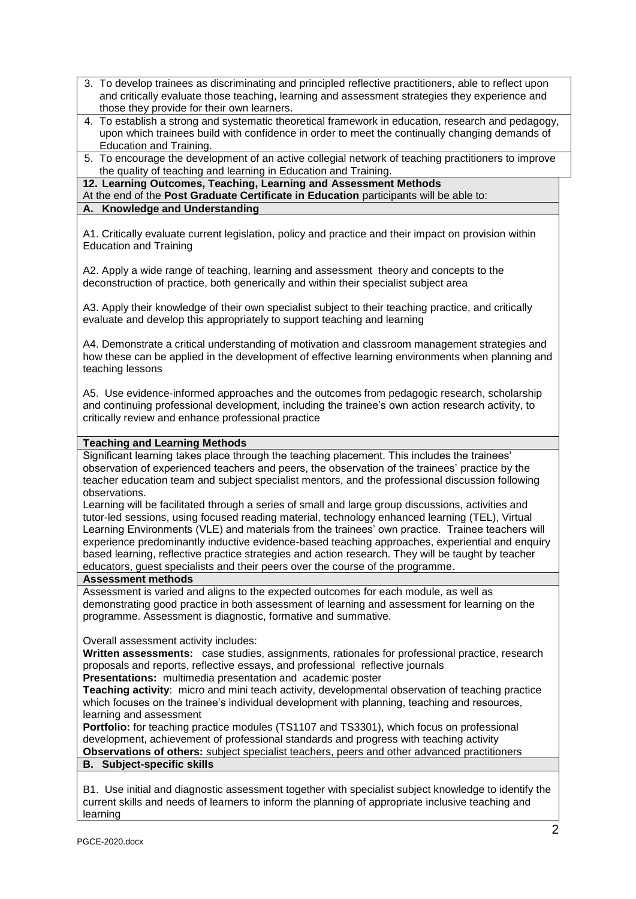3. To develop trainees as discriminating and principled reflective practitioners, able to reflect upon and critically evaluate those teaching, learning and assessment strategies they experience and those they provide for their own learners.
4. To establish a strong and systematic theoretical framework in education, research and pedagogy, upon which trainees build with confidence in order to meet the continually changing demands of Education and Training.
5. To encourage the development of an active collegial network of teaching practitioners to improve the quality of teaching and learning in Education and Training.

## 12. Learning Outcomes, Teaching, Learning and Assessment Methods

At the end of the **Post Graduate Certificate in Education** participants will be able to:

### A. Knowledge and Understanding

A1. Critically evaluate current legislation, policy and practice and their impact on provision within Education and Training

A2. Apply a wide range of teaching, learning and assessment theory and concepts to the deconstruction of practice, both generically and within their specialist subject area

A3. Apply their knowledge of their own specialist subject to their teaching practice, and critically evaluate and develop this appropriately to support teaching and learning

A4. Demonstrate a critical understanding of motivation and classroom management strategies and how these can be applied in the development of effective learning environments when planning and teaching lessons

A5. Use evidence-informed approaches and the outcomes from pedagogic research, scholarship and continuing professional development, including the trainee's own action research activity, to critically review and enhance professional practice

### Teaching and Learning Methods

Significant learning takes place through the teaching placement. This includes the trainees' observation of experienced teachers and peers, the observation of the trainees' practice by the teacher education team and subject specialist mentors, and the professional discussion following observations.

Learning will be facilitated through a series of small and large group discussions, activities and tutor-led sessions, using focused reading material, technology enhanced learning (TEL), Virtual Learning Environments (VLE) and materials from the trainees' own practice. Trainee teachers will experience predominantly inductive evidence-based teaching approaches, experiential and enquiry based learning, reflective practice strategies and action research. They will be taught by teacher educators, guest specialists and their peers over the course of the programme.

### Assessment methods

Assessment is varied and aligns to the expected outcomes for each module, as well as demonstrating good practice in both assessment of learning and assessment for learning on the programme. Assessment is diagnostic, formative and summative.

Overall assessment activity includes:

**Written assessments:** case studies, assignments, rationales for professional practice, research proposals and reports, reflective essays, and professional reflective journals

**Presentations:** multimedia presentation and academic poster

**Teaching activity**: micro and mini teach activity, developmental observation of teaching practice which focuses on the trainee's individual development with planning, teaching and resources, learning and assessment

**Portfolio:** for teaching practice modules (TS1107 and TS3301), which focus on professional development, achievement of professional standards and progress with teaching activity

**Observations of others:** subject specialist teachers, peers and other advanced practitioners

### B. Subject-specific skills

B1. Use initial and diagnostic assessment together with specialist subject knowledge to identify the current skills and needs of learners to inform the planning of appropriate inclusive teaching and learning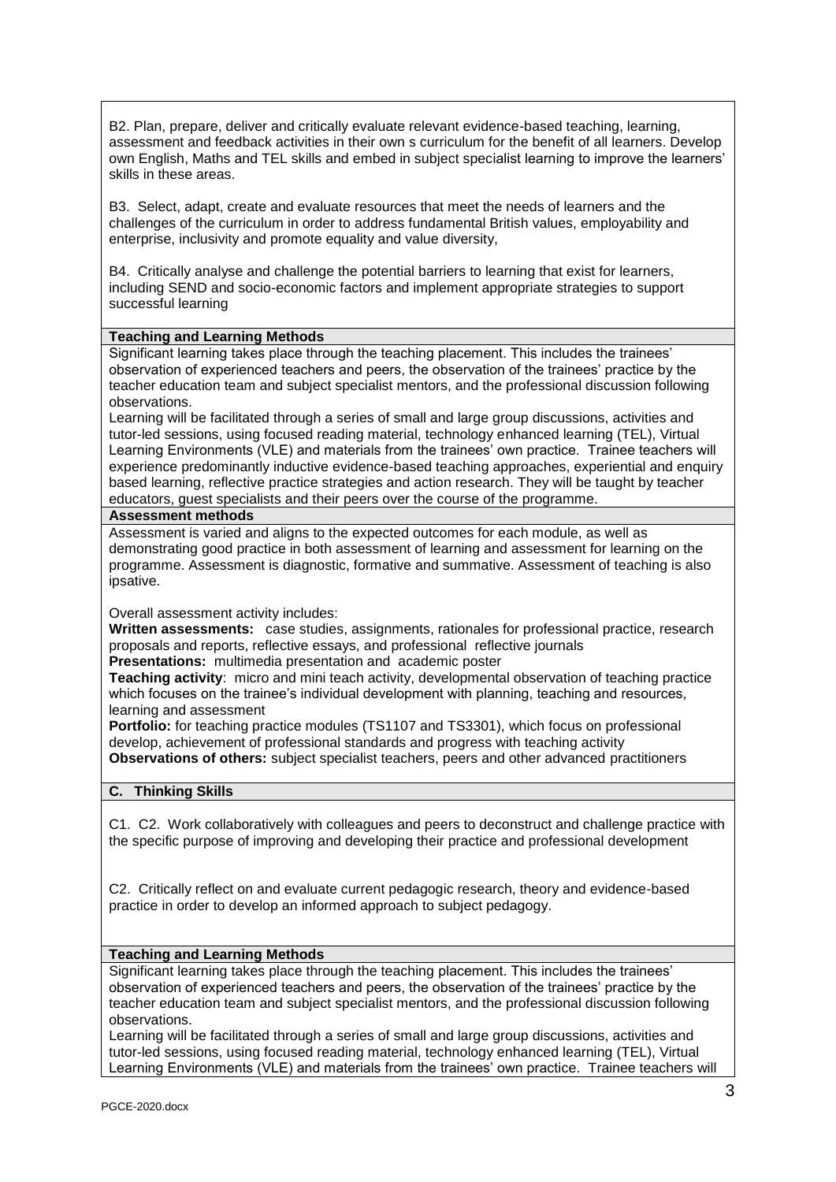B2. Plan, prepare, deliver and critically evaluate relevant evidence-based teaching, learning, assessment and feedback activities in their own s curriculum for the benefit of all learners. Develop own English, Maths and TEL skills and embed in subject specialist learning to improve the learners' skills in these areas.

B3. Select, adapt, create and evaluate resources that meet the needs of learners and the challenges of the curriculum in order to address fundamental British values, employability and enterprise, inclusivity and promote equality and value diversity,

B4. Critically analyse and challenge the potential barriers to learning that exist for learners, including SEND and socio-economic factors and implement appropriate strategies to support successful learning

**Teaching and Learning Methods**

Significant learning takes place through the teaching placement. This includes the trainees' observation of experienced teachers and peers, the observation of the trainees' practice by the teacher education team and subject specialist mentors, and the professional discussion following observations.

Learning will be facilitated through a series of small and large group discussions, activities and tutor-led sessions, using focused reading material, technology enhanced learning (TEL), Virtual Learning Environments (VLE) and materials from the trainees' own practice. Trainee teachers will experience predominantly inductive evidence-based teaching approaches, experiential and enquiry based learning, reflective practice strategies and action research. They will be taught by teacher educators, guest specialists and their peers over the course of the programme.

**Assessment methods**

Assessment is varied and aligns to the expected outcomes for each module, as well as demonstrating good practice in both assessment of learning and assessment for learning on the programme. Assessment is diagnostic, formative and summative. Assessment of teaching is also ipsative.

Overall assessment activity includes:

**Written assessments:** case studies, assignments, rationales for professional practice, research proposals and reports, reflective essays, and professional reflective journals

**Presentations:** multimedia presentation and academic poster

**Teaching activity**: micro and mini teach activity, developmental observation of teaching practice which focuses on the trainee's individual development with planning, teaching and resources, learning and assessment

**Portfolio:** for teaching practice modules (TS1107 and TS3301), which focus on professional develop, achievement of professional standards and progress with teaching activity

**Observations of others:** subject specialist teachers, peers and other advanced practitioners

**C. Thinking Skills**

C1. C2. Work collaboratively with colleagues and peers to deconstruct and challenge practice with the specific purpose of improving and developing their practice and professional development

C2. Critically reflect on and evaluate current pedagogic research, theory and evidence-based practice in order to develop an informed approach to subject pedagogy.

**Teaching and Learning Methods**

Significant learning takes place through the teaching placement. This includes the trainees' observation of experienced teachers and peers, the observation of the trainees' practice by the teacher education team and subject specialist mentors, and the professional discussion following observations.

Learning will be facilitated through a series of small and large group discussions, activities and tutor-led sessions, using focused reading material, technology enhanced learning (TEL), Virtual Learning Environments (VLE) and materials from the trainees' own practice. Trainee teachers will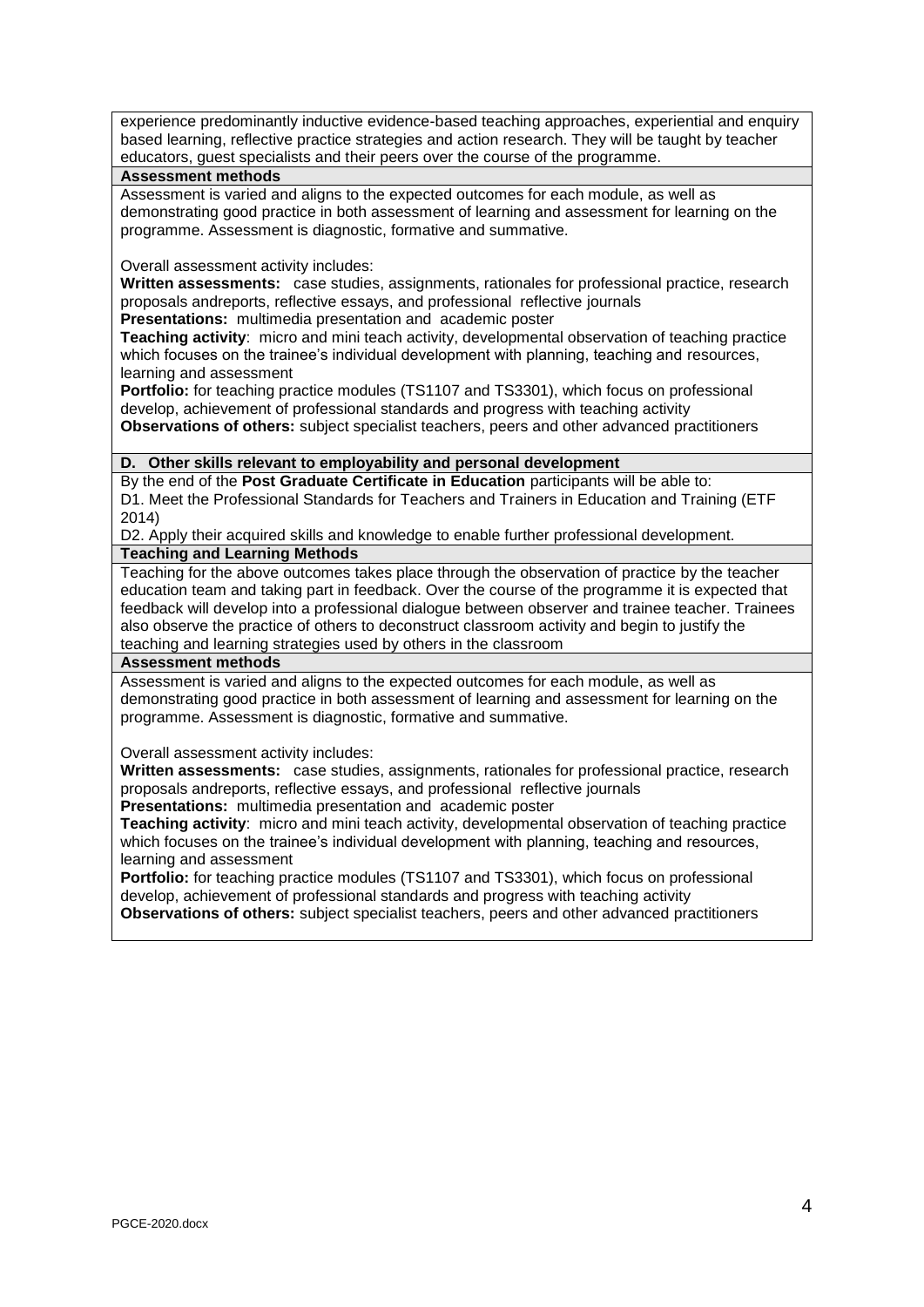experience predominantly inductive evidence-based teaching approaches, experiential and enquiry based learning, reflective practice strategies and action research. They will be taught by teacher educators, guest specialists and their peers over the course of the programme.

**Assessment methods**

Assessment is varied and aligns to the expected outcomes for each module, as well as demonstrating good practice in both assessment of learning and assessment for learning on the programme. Assessment is diagnostic, formative and summative.

Overall assessment activity includes:

**Written assessments:** case studies, assignments, rationales for professional practice, research proposals andreports, reflective essays, and professional reflective journals

**Presentations:** multimedia presentation and academic poster

**Teaching activity**: micro and mini teach activity, developmental observation of teaching practice which focuses on the trainee's individual development with planning, teaching and resources, learning and assessment

**Portfolio:** for teaching practice modules (TS1107 and TS3301), which focus on professional develop, achievement of professional standards and progress with teaching activity

**Observations of others:** subject specialist teachers, peers and other advanced practitioners

**D. Other skills relevant to employability and personal development**

By the end of the **Post Graduate Certificate in Education** participants will be able to:

D1. Meet the Professional Standards for Teachers and Trainers in Education and Training (ETF 2014)

D2. Apply their acquired skills and knowledge to enable further professional development.

**Teaching and Learning Methods**

Teaching for the above outcomes takes place through the observation of practice by the teacher education team and taking part in feedback. Over the course of the programme it is expected that feedback will develop into a professional dialogue between observer and trainee teacher. Trainees also observe the practice of others to deconstruct classroom activity and begin to justify the teaching and learning strategies used by others in the classroom

**Assessment methods**

Assessment is varied and aligns to the expected outcomes for each module, as well as demonstrating good practice in both assessment of learning and assessment for learning on the programme. Assessment is diagnostic, formative and summative.

Overall assessment activity includes:

**Written assessments:** case studies, assignments, rationales for professional practice, research proposals andreports, reflective essays, and professional reflective journals

**Presentations:** multimedia presentation and academic poster

**Teaching activity**: micro and mini teach activity, developmental observation of teaching practice which focuses on the trainee's individual development with planning, teaching and resources, learning and assessment

**Portfolio:** for teaching practice modules (TS1107 and TS3301), which focus on professional develop, achievement of professional standards and progress with teaching activity

**Observations of others:** subject specialist teachers, peers and other advanced practitioners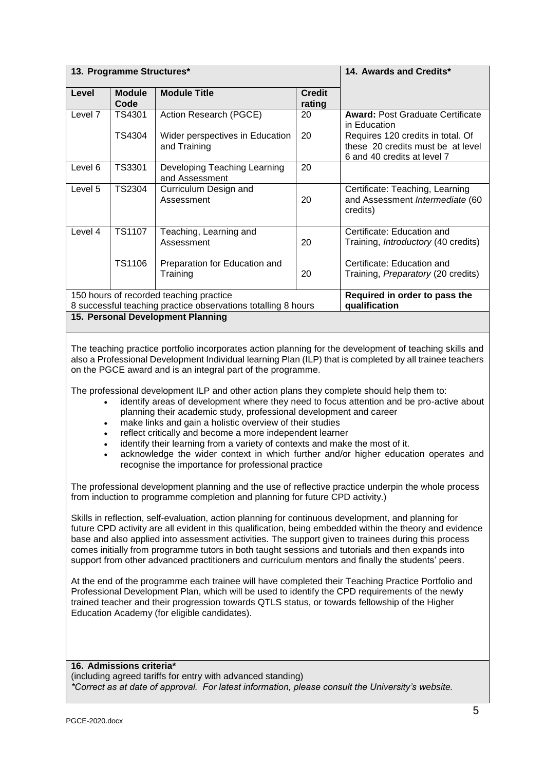| 13. Programme Structures* | | | | 14. Awards and Credits* |
|---|---|---|---|---|
| **Level** | **Module Code** | **Module Title** | **Credit rating** | |
| Level 7 | TS4301<br><br>TS4304 | Action Research (PGCE)<br><br>Wider perspectives in Education and Training | 20<br><br>20 | **Award:** Post Graduate Certificate in Education<br>Requires 120 credits in total. Of these 20 credits must be at level 6 and 40 credits at level 7 |
| Level 6 | TS3301 | Developing Teaching Learning and Assessment | 20 | |
| Level 5 | TS2304 | Curriculum Design and Assessment | 20 | Certificate: Teaching, Learning and Assessment *Intermediate* (60 credits) |
| Level 4 | TS1107<br><br>TS1106 | Teaching, Learning and Assessment<br><br>Preparation for Education and Training | 20<br><br>20 | Certificate: Education and Training, *Introductory* (40 credits)<br><br>Certificate: Education and Training, *Preparatory* (20 credits) |
| 150 hours of recorded teaching practice<br>8 successful teaching practice observations totalling 8 hours | | | | **Required in order to pass the qualification** |

**15. Personal Development Planning**

The teaching practice portfolio incorporates action planning for the development of teaching skills and also a Professional Development Individual learning Plan (ILP) that is completed by all trainee teachers on the PGCE award and is an integral part of the programme.

The professional development ILP and other action plans they complete should help them to:

- identify areas of development where they need to focus attention and be pro-active about planning their academic study, professional development and career
- make links and gain a holistic overview of their studies
- reflect critically and become a more independent learner
- identify their learning from a variety of contexts and make the most of it.
- acknowledge the wider context in which further and/or higher education operates and recognise the importance for professional practice

The professional development planning and the use of reflective practice underpin the whole process from induction to programme completion and planning for future CPD activity.)

Skills in reflection, self-evaluation, action planning for continuous development, and planning for future CPD activity are all evident in this qualification, being embedded within the theory and evidence base and also applied into assessment activities. The support given to trainees during this process comes initially from programme tutors in both taught sessions and tutorials and then expands into support from other advanced practitioners and curriculum mentors and finally the students' peers.

At the end of the programme each trainee will have completed their Teaching Practice Portfolio and Professional Development Plan, which will be used to identify the CPD requirements of the newly trained teacher and their progression towards QTLS status, or towards fellowship of the Higher Education Academy (for eligible candidates).

**16. Admissions criteria***
(including agreed tariffs for entry with advanced standing)
*\*Correct as at date of approval. For latest information, please consult the University's website.*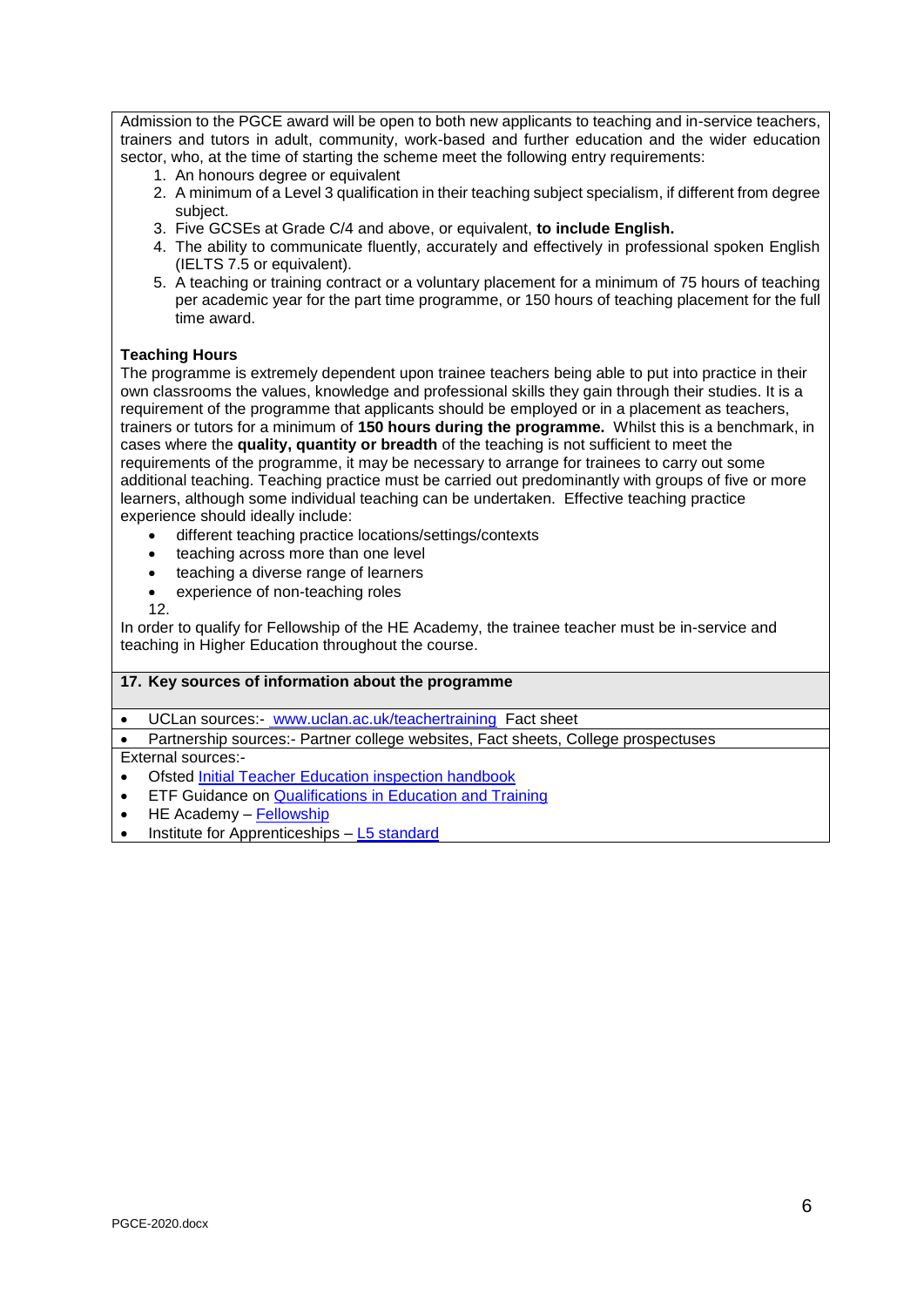Admission to the PGCE award will be open to both new applicants to teaching and in-service teachers, trainers and tutors in adult, community, work-based and further education and the wider education sector, who, at the time of starting the scheme meet the following entry requirements:

1. An honours degree or equivalent
2. A minimum of a Level 3 qualification in their teaching subject specialism, if different from degree subject.
3. Five GCSEs at Grade C/4 and above, or equivalent, **to include English.**
4. The ability to communicate fluently, accurately and effectively in professional spoken English (IELTS 7.5 or equivalent).
5. A teaching or training contract or a voluntary placement for a minimum of 75 hours of teaching per academic year for the part time programme, or 150 hours of teaching placement for the full time award.

**Teaching Hours**

The programme is extremely dependent upon trainee teachers being able to put into practice in their own classrooms the values, knowledge and professional skills they gain through their studies. It is a requirement of the programme that applicants should be employed or in a placement as teachers, trainers or tutors for a minimum of **150 hours during the programme.** Whilst this is a benchmark, in cases where the **quality, quantity or breadth** of the teaching is not sufficient to meet the requirements of the programme, it may be necessary to arrange for trainees to carry out some additional teaching. Teaching practice must be carried out predominantly with groups of five or more learners, although some individual teaching can be undertaken. Effective teaching practice experience should ideally include:

- different teaching practice locations/settings/contexts
- teaching across more than one level
- teaching a diverse range of learners
- experience of non-teaching roles

12.

In order to qualify for Fellowship of the HE Academy, the trainee teacher must be in-service and teaching in Higher Education throughout the course.

## 17. Key sources of information about the programme

- UCLan sources:- www.uclan.ac.uk/teachertraining Fact sheet
- Partnership sources:- Partner college websites, Fact sheets, College prospectuses

External sources:-

- Ofsted Initial Teacher Education inspection handbook
- ETF Guidance on Qualifications in Education and Training
- HE Academy – Fellowship
- Institute for Apprenticeships – L5 standard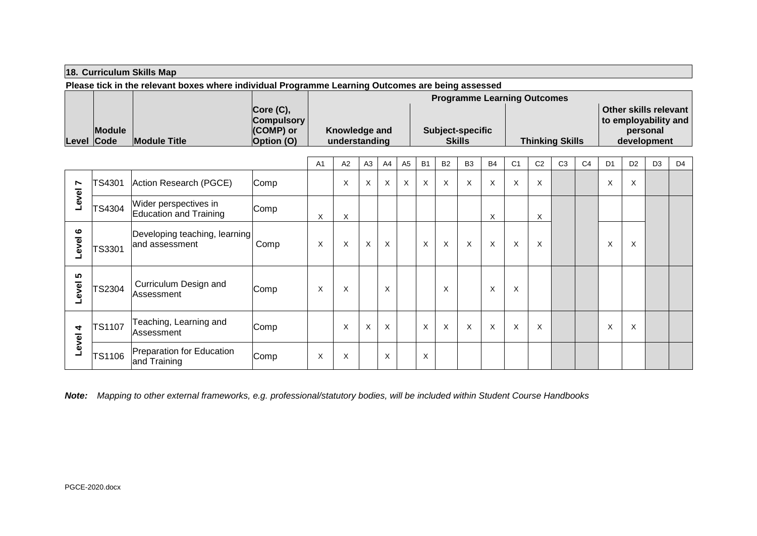## 18. Curriculum Skills Map

**Please tick in the relevant boxes where individual Programme Learning Outcomes are being assessed**

| Level | Module Code | Module Title | Core (C), Compulsory (COMP) or Option (O) | Programme Learning Outcomes | | | | | | | | | | | | | | | | |
|---|---|---|---|---|---|---|---|---|---|---|---|---|---|---|---|---|---|---|---|---|
| | | | | Knowledge and understanding | | | | | Subject-specific Skills | | | | Thinking Skills | | | | Other skills relevant to employability and personal development | | | |
| | | | | A1 | A2 | A3 | A4 | A5 | B1 | B2 | B3 | B4 | C1 | C2 | C3 | C4 | D1 | D2 | D3 | D4 |
| Level 7 | TS4301 | Action Research (PGCE) | Comp | | X | X | X | X | X | X | X | X | X | X | | | X | X | | |
| Level 7 | TS4304 | Wider perspectives in Education and Training | Comp | X | X | | | | | | | X | | X | | | | | | |
| Level 6 | TS3301 | Developing teaching, learning and assessment | Comp | X | X | X | X | | X | X | X | X | X | X | | | X | X | | |
| Level 5 | TS2304 | Curriculum Design and Assessment | Comp | X | X | | X | | | X | | X | X | | | | | | | |
| Level 4 | TS1107 | Teaching, Learning and Assessment | Comp | | X | X | X | | X | X | X | X | X | X | | | X | X | | |
| Level 4 | TS1106 | Preparation for Education and Training | Comp | X | X | | X | | X | | | | | | | | | | | |

***Note:*** *Mapping to other external frameworks, e.g. professional/statutory bodies, will be included within Student Course Handbooks*

PGCE-2020.docx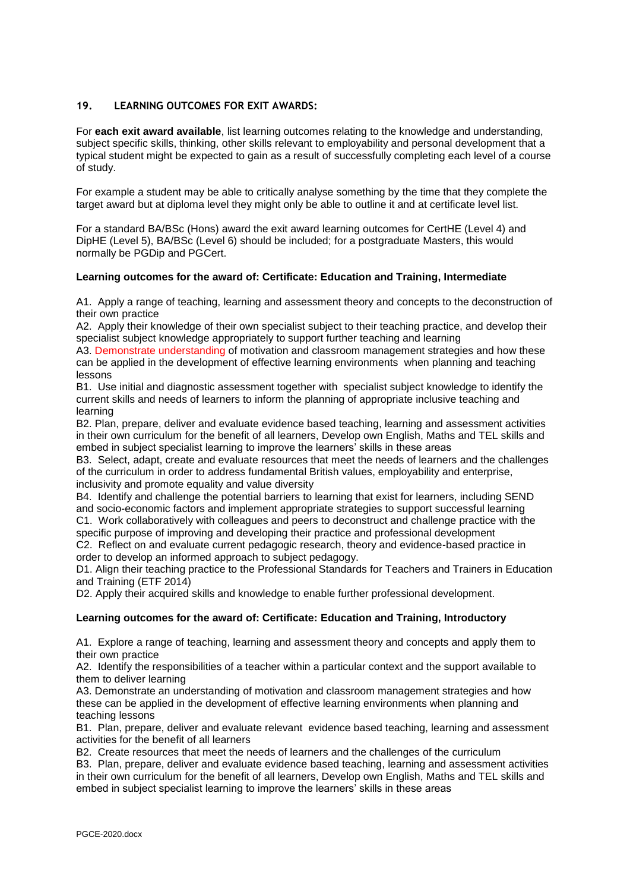## 19. LEARNING OUTCOMES FOR EXIT AWARDS:

For **each exit award available**, list learning outcomes relating to the knowledge and understanding, subject specific skills, thinking, other skills relevant to employability and personal development that a typical student might be expected to gain as a result of successfully completing each level of a course of study.

For example a student may be able to critically analyse something by the time that they complete the target award but at diploma level they might only be able to outline it and at certificate level list.

For a standard BA/BSc (Hons) award the exit award learning outcomes for CertHE (Level 4) and DipHE (Level 5), BA/BSc (Level 6) should be included; for a postgraduate Masters, this would normally be PGDip and PGCert.

**Learning outcomes for the award of: Certificate: Education and Training, Intermediate**

A1. Apply a range of teaching, learning and assessment theory and concepts to the deconstruction of their own practice
A2. Apply their knowledge of their own specialist subject to their teaching practice, and develop their specialist subject knowledge appropriately to support further teaching and learning
A3. Demonstrate understanding of motivation and classroom management strategies and how these can be applied in the development of effective learning environments when planning and teaching lessons
B1. Use initial and diagnostic assessment together with specialist subject knowledge to identify the current skills and needs of learners to inform the planning of appropriate inclusive teaching and learning
B2. Plan, prepare, deliver and evaluate evidence based teaching, learning and assessment activities in their own curriculum for the benefit of all learners, Develop own English, Maths and TEL skills and embed in subject specialist learning to improve the learners' skills in these areas
B3. Select, adapt, create and evaluate resources that meet the needs of learners and the challenges of the curriculum in order to address fundamental British values, employability and enterprise, inclusivity and promote equality and value diversity
B4. Identify and challenge the potential barriers to learning that exist for learners, including SEND and socio-economic factors and implement appropriate strategies to support successful learning
C1. Work collaboratively with colleagues and peers to deconstruct and challenge practice with the specific purpose of improving and developing their practice and professional development
C2. Reflect on and evaluate current pedagogic research, theory and evidence-based practice in order to develop an informed approach to subject pedagogy.
D1. Align their teaching practice to the Professional Standards for Teachers and Trainers in Education and Training (ETF 2014)
D2. Apply their acquired skills and knowledge to enable further professional development.

**Learning outcomes for the award of: Certificate: Education and Training, Introductory**

A1. Explore a range of teaching, learning and assessment theory and concepts and apply them to their own practice
A2. Identify the responsibilities of a teacher within a particular context and the support available to them to deliver learning
A3. Demonstrate an understanding of motivation and classroom management strategies and how these can be applied in the development of effective learning environments when planning and teaching lessons
B1. Plan, prepare, deliver and evaluate relevant evidence based teaching, learning and assessment activities for the benefit of all learners
B2. Create resources that meet the needs of learners and the challenges of the curriculum
B3. Plan, prepare, deliver and evaluate evidence based teaching, learning and assessment activities in their own curriculum for the benefit of all learners, Develop own English, Maths and TEL skills and embed in subject specialist learning to improve the learners' skills in these areas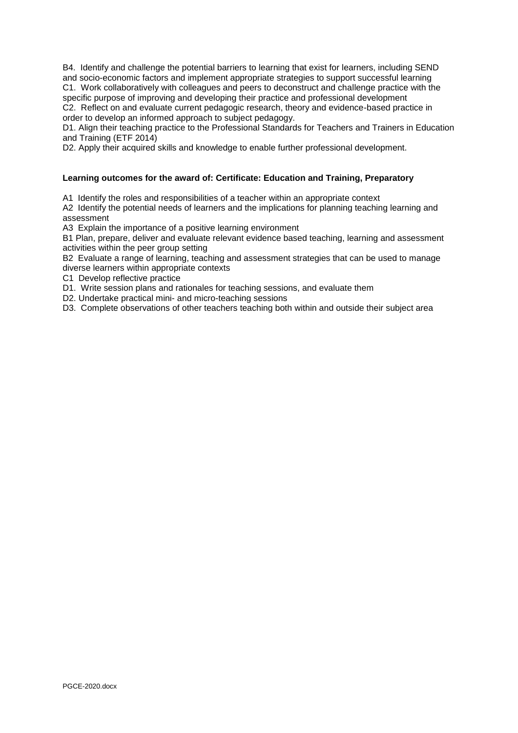B4. Identify and challenge the potential barriers to learning that exist for learners, including SEND and socio-economic factors and implement appropriate strategies to support successful learning

C1. Work collaboratively with colleagues and peers to deconstruct and challenge practice with the specific purpose of improving and developing their practice and professional development

C2. Reflect on and evaluate current pedagogic research, theory and evidence-based practice in order to develop an informed approach to subject pedagogy.

D1. Align their teaching practice to the Professional Standards for Teachers and Trainers in Education and Training (ETF 2014)

D2. Apply their acquired skills and knowledge to enable further professional development.

**Learning outcomes for the award of: Certificate: Education and Training, Preparatory**

A1 Identify the roles and responsibilities of a teacher within an appropriate context

A2 Identify the potential needs of learners and the implications for planning teaching learning and assessment

A3 Explain the importance of a positive learning environment

B1 Plan, prepare, deliver and evaluate relevant evidence based teaching, learning and assessment activities within the peer group setting

B2 Evaluate a range of learning, teaching and assessment strategies that can be used to manage diverse learners within appropriate contexts

C1 Develop reflective practice

D1. Write session plans and rationales for teaching sessions, and evaluate them

D2. Undertake practical mini- and micro-teaching sessions

D3. Complete observations of other teachers teaching both within and outside their subject area